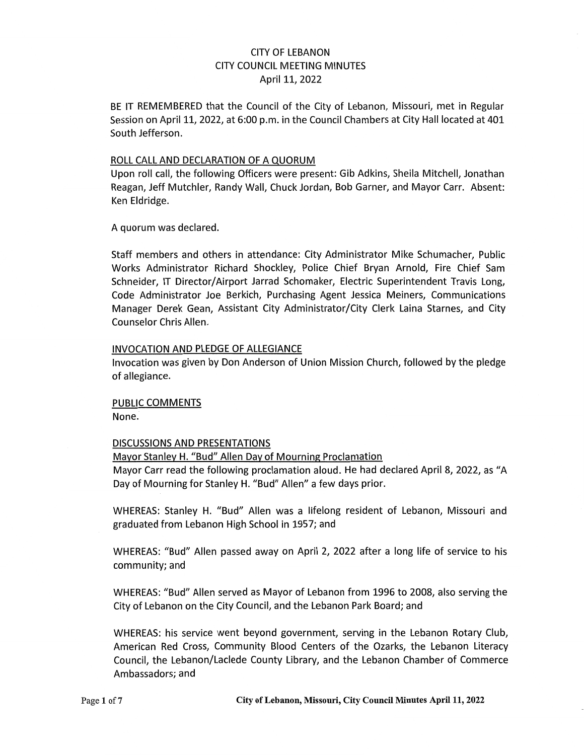# CITY OF LEBANON
## CITY COUNCIL MEETING MINUTES
### April 11, 2022

BE IT REMEMBERED that the Council of the City of Lebanon, Missouri, met in Regular Session on April 11, 2022, at 6:00 p.m. in the Council Chambers at City Hall located at 401 South Jefferson.

ROLL CALL AND DECLARATION OF A QUORUM

Upon roll call, the following Officers were present: Gib Adkins, Sheila Mitchell, Jonathan Reagan, Jeff Mutchler, Randy Wall, Chuck Jordan, Bob Garner, and Mayor Carr. Absent: Ken Eldridge.

A quorum was declared.

Staff members and others in attendance: City Administrator Mike Schumacher, Public Works Administrator Richard Shockley, Police Chief Bryan Arnold, Fire Chief Sam Schneider, IT Director/Airport Jarrad Schomaker, Electric Superintendent Travis Long, Code Administrator Joe Berkich, Purchasing Agent Jessica Meiners, Communications Manager Derek Gean, Assistant City Administrator/City Clerk Laina Starnes, and City Counselor Chris Allen.

INVOCATION AND PLEDGE OF ALLEGIANCE

Invocation was given by Don Anderson of Union Mission Church, followed by the pledge of allegiance.

PUBLIC COMMENTS

None.

DISCUSSIONS AND PRESENTATIONS

Mayor Stanley H. "Bud" Allen Day of Mourning Proclamation

Mayor Carr read the following proclamation aloud. He had declared April 8, 2022, as "A Day of Mourning for Stanley H. "Bud" Allen" a few days prior.

WHEREAS: Stanley H. "Bud" Allen was a lifelong resident of Lebanon, Missouri and graduated from Lebanon High School in 1957; and

WHEREAS: "Bud" Allen passed away on April 2, 2022 after a long life of service to his community; and

WHEREAS: "Bud" Allen served as Mayor of Lebanon from 1996 to 2008, also serving the City of Lebanon on the City Council, and the Lebanon Park Board; and

WHEREAS: his service went beyond government, serving in the Lebanon Rotary Club, American Red Cross, Community Blood Centers of the Ozarks, the Lebanon Literacy Council, the Lebanon/Laclede County Library, and the Lebanon Chamber of Commerce Ambassadors; and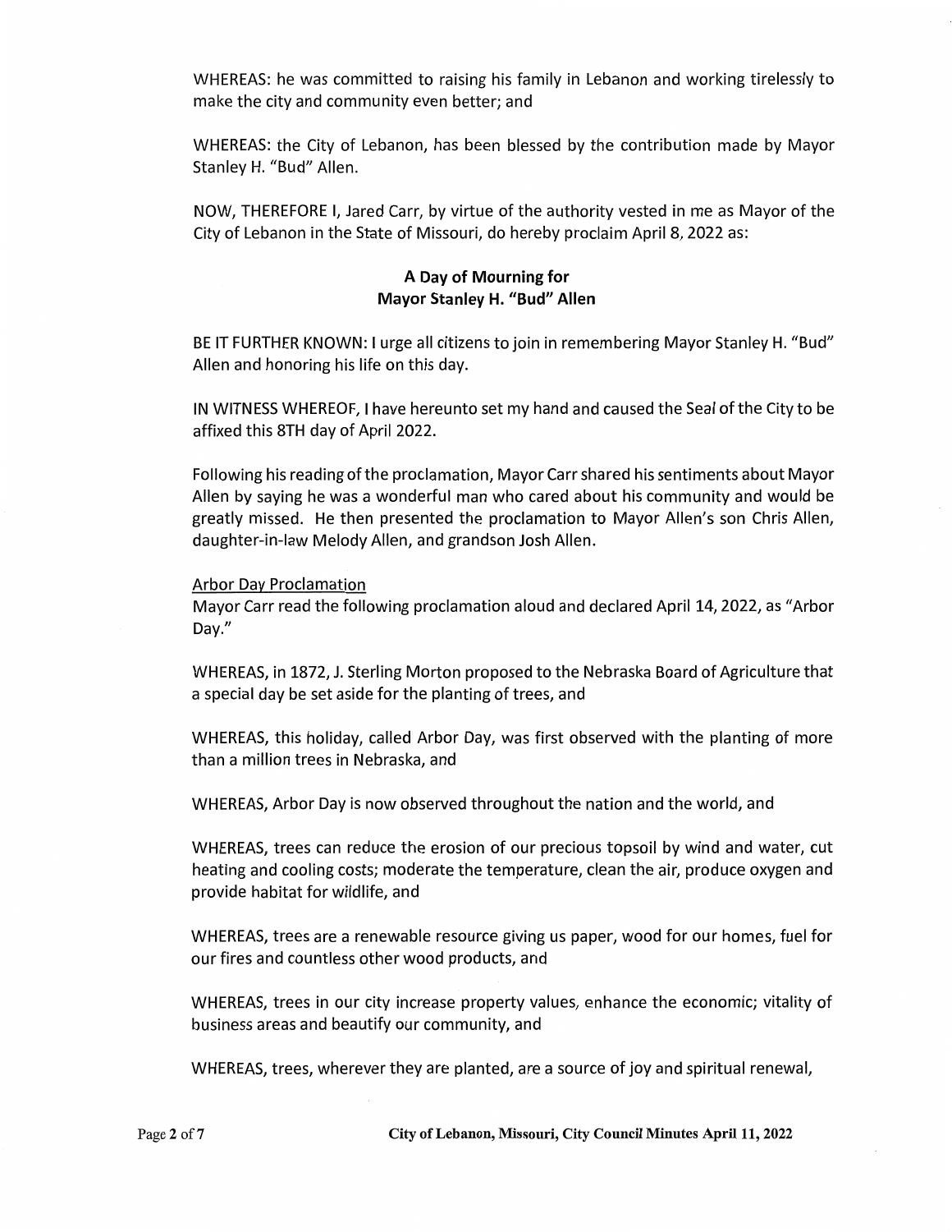WHEREAS: he was committed to raising his family in Lebanon and working tirelessly to make the city and community even better; and

WHEREAS: the City of Lebanon, has been blessed by the contribution made by Mayor Stanley H. "Bud" Allen.

NOW, THEREFORE I, Jared Carr, by virtue of the authority vested in me as Mayor of the City of Lebanon in the State of Missouri, do hereby proclaim April 8, 2022 as:

**A Day of Mourning for**
**Mayor Stanley H. "Bud" Allen**

BE IT FURTHER KNOWN: I urge all citizens to join in remembering Mayor Stanley H. "Bud" Allen and honoring his life on this day.

IN WITNESS WHEREOF, I have hereunto set my hand and caused the Seal of the City to be affixed this 8TH day of April 2022.

Following his reading of the proclamation, Mayor Carr shared his sentiments about Mayor Allen by saying he was a wonderful man who cared about his community and would be greatly missed. He then presented the proclamation to Mayor Allen's son Chris Allen, daughter-in-law Melody Allen, and grandson Josh Allen.

Arbor Day Proclamation

Mayor Carr read the following proclamation aloud and declared April 14, 2022, as "Arbor Day."

WHEREAS, in 1872, J. Sterling Morton proposed to the Nebraska Board of Agriculture that a special day be set aside for the planting of trees, and

WHEREAS, this holiday, called Arbor Day, was first observed with the planting of more than a million trees in Nebraska, and

WHEREAS, Arbor Day is now observed throughout the nation and the world, and

WHEREAS, trees can reduce the erosion of our precious topsoil by wind and water, cut heating and cooling costs; moderate the temperature, clean the air, produce oxygen and provide habitat for wildlife, and

WHEREAS, trees are a renewable resource giving us paper, wood for our homes, fuel for our fires and countless other wood products, and

WHEREAS, trees in our city increase property values, enhance the economic; vitality of business areas and beautify our community, and

WHEREAS, trees, wherever they are planted, are a source of joy and spiritual renewal,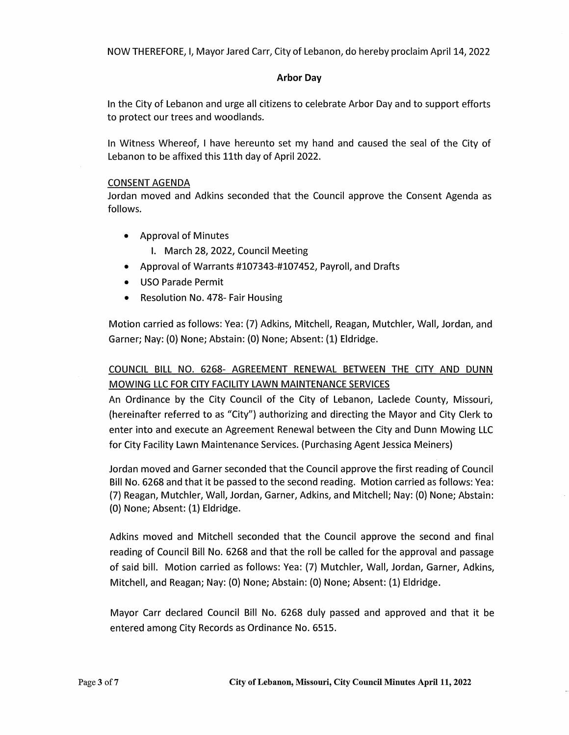NOW THEREFORE, I, Mayor Jared Carr, City of Lebanon, do hereby proclaim April 14, 2022

**Arbor Day**

In the City of Lebanon and urge all citizens to celebrate Arbor Day and to support efforts to protect our trees and woodlands.

In Witness Whereof, I have hereunto set my hand and caused the seal of the City of Lebanon to be affixed this 11th day of April 2022.

CONSENT AGENDA

Jordan moved and Adkins seconded that the Council approve the Consent Agenda as follows.

- Approval of Minutes
    I. March 28, 2022, Council Meeting
- Approval of Warrants #107343-#107452, Payroll, and Drafts
- USO Parade Permit
- Resolution No. 478- Fair Housing

Motion carried as follows: Yea: (7) Adkins, Mitchell, Reagan, Mutchler, Wall, Jordan, and Garner; Nay: (0) None; Abstain: (0) None; Absent: (1) Eldridge.

COUNCIL BILL NO. 6268- AGREEMENT RENEWAL BETWEEN THE CITY AND DUNN MOWING LLC FOR CITY FACILITY LAWN MAINTENANCE SERVICES

An Ordinance by the City Council of the City of Lebanon, Laclede County, Missouri, (hereinafter referred to as "City") authorizing and directing the Mayor and City Clerk to enter into and execute an Agreement Renewal between the City and Dunn Mowing LLC for City Facility Lawn Maintenance Services. (Purchasing Agent Jessica Meiners)

Jordan moved and Garner seconded that the Council approve the first reading of Council Bill No. 6268 and that it be passed to the second reading. Motion carried as follows: Yea: (7) Reagan, Mutchler, Wall, Jordan, Garner, Adkins, and Mitchell; Nay: (0) None; Abstain: (0) None; Absent: (1) Eldridge.

Adkins moved and Mitchell seconded that the Council approve the second and final reading of Council Bill No. 6268 and that the roll be called for the approval and passage of said bill. Motion carried as follows: Yea: (7) Mutchler, Wall, Jordan, Garner, Adkins, Mitchell, and Reagan; Nay: (0) None; Abstain: (0) None; Absent: (1) Eldridge.

Mayor Carr declared Council Bill No. 6268 duly passed and approved and that it be entered among City Records as Ordinance No. 6515.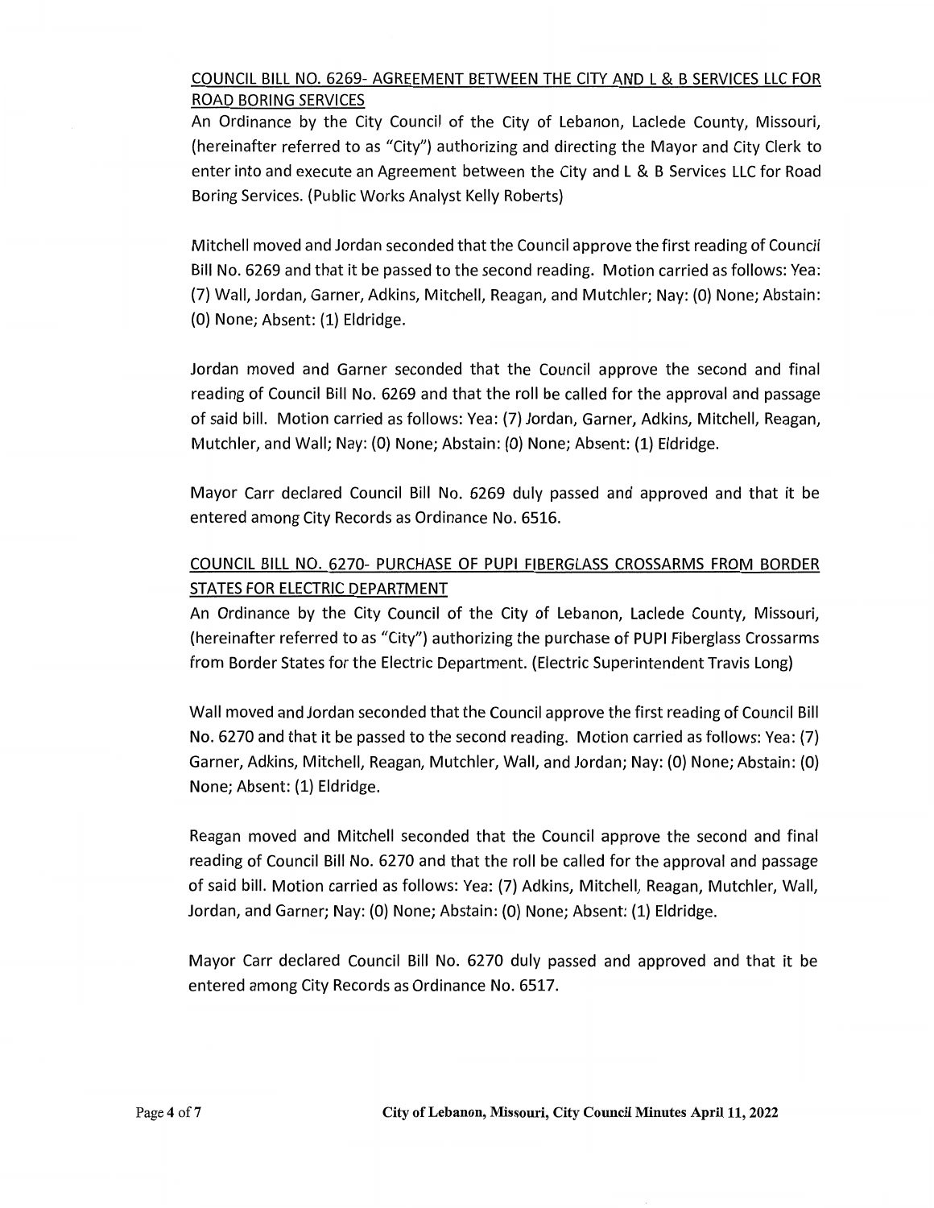## COUNCIL BILL NO. 6269- AGREEMENT BETWEEN THE CITY AND L & B SERVICES LLC FOR ROAD BORING SERVICES

An Ordinance by the City Council of the City of Lebanon, Laclede County, Missouri, (hereinafter referred to as "City") authorizing and directing the Mayor and City Clerk to enter into and execute an Agreement between the City and L & B Services LLC for Road Boring Services. (Public Works Analyst Kelly Roberts)

Mitchell moved and Jordan seconded that the Council approve the first reading of Council Bill No. 6269 and that it be passed to the second reading. Motion carried as follows: Yea: (7) Wall, Jordan, Garner, Adkins, Mitchell, Reagan, and Mutchler; Nay: (0) None; Abstain: (0) None; Absent: (1) Eldridge.

Jordan moved and Garner seconded that the Council approve the second and final reading of Council Bill No. 6269 and that the roll be called for the approval and passage of said bill. Motion carried as follows: Yea: (7) Jordan, Garner, Adkins, Mitchell, Reagan, Mutchler, and Wall; Nay: (0) None; Abstain: (0) None; Absent: (1) Eldridge.

Mayor Carr declared Council Bill No. 6269 duly passed and approved and that it be entered among City Records as Ordinance No. 6516.

## COUNCIL BILL NO. 6270- PURCHASE OF PUPI FIBERGLASS CROSSARMS FROM BORDER STATES FOR ELECTRIC DEPARTMENT

An Ordinance by the City Council of the City of Lebanon, Laclede County, Missouri, (hereinafter referred to as "City") authorizing the purchase of PUPI Fiberglass Crossarms from Border States for the Electric Department. (Electric Superintendent Travis Long)

Wall moved and Jordan seconded that the Council approve the first reading of Council Bill No. 6270 and that it be passed to the second reading. Motion carried as follows: Yea: (7) Garner, Adkins, Mitchell, Reagan, Mutchler, Wall, and Jordan; Nay: (0) None; Abstain: (0) None; Absent: (1) Eldridge.

Reagan moved and Mitchell seconded that the Council approve the second and final reading of Council Bill No. 6270 and that the roll be called for the approval and passage of said bill. Motion carried as follows: Yea: (7) Adkins, Mitchell, Reagan, Mutchler, Wall, Jordan, and Garner; Nay: (0) None; Abstain: (0) None; Absent: (1) Eldridge.

Mayor Carr declared Council Bill No. 6270 duly passed and approved and that it be entered among City Records as Ordinance No. 6517.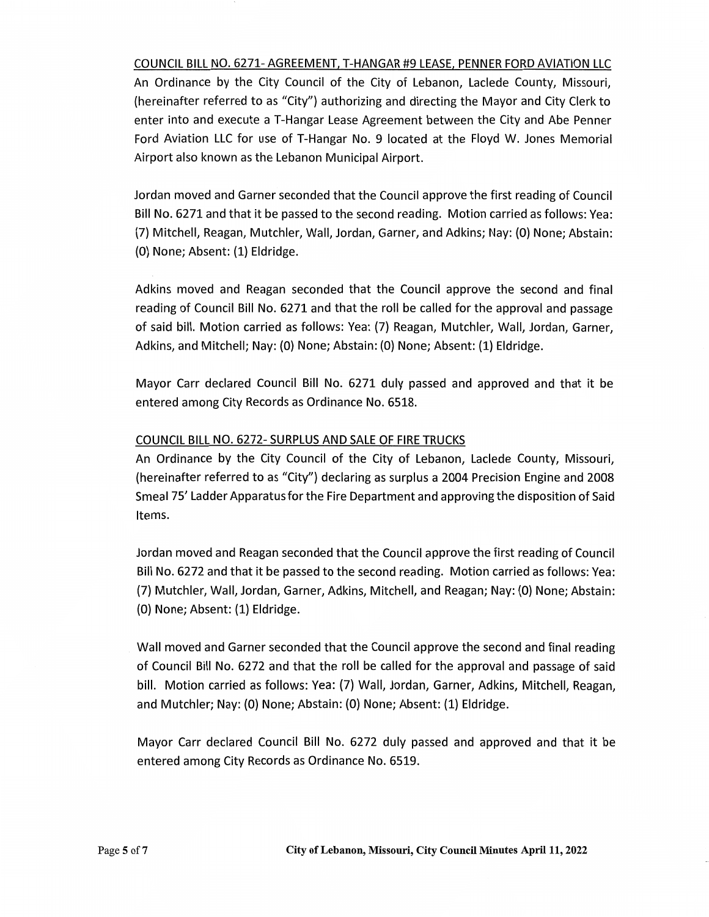COUNCIL BILL NO. 6271- AGREEMENT, T-HANGAR #9 LEASE, PENNER FORD AVIATION LLC

An Ordinance by the City Council of the City of Lebanon, Laclede County, Missouri, (hereinafter referred to as "City") authorizing and directing the Mayor and City Clerk to enter into and execute a T-Hangar Lease Agreement between the City and Abe Penner Ford Aviation LLC for use of T-Hangar No. 9 located at the Floyd W. Jones Memorial Airport also known as the Lebanon Municipal Airport.

Jordan moved and Garner seconded that the Council approve the first reading of Council Bill No. 6271 and that it be passed to the second reading. Motion carried as follows: Yea: (7) Mitchell, Reagan, Mutchler, Wall, Jordan, Garner, and Adkins; Nay: (0) None; Abstain: (0) None; Absent: (1) Eldridge.

Adkins moved and Reagan seconded that the Council approve the second and final reading of Council Bill No. 6271 and that the roll be called for the approval and passage of said bill. Motion carried as follows: Yea: (7) Reagan, Mutchler, Wall, Jordan, Garner, Adkins, and Mitchell; Nay: (0) None; Abstain: (0) None; Absent: (1) Eldridge.

Mayor Carr declared Council Bill No. 6271 duly passed and approved and that it be entered among City Records as Ordinance No. 6518.

COUNCIL BILL NO. 6272- SURPLUS AND SALE OF FIRE TRUCKS

An Ordinance by the City Council of the City of Lebanon, Laclede County, Missouri, (hereinafter referred to as "City") declaring as surplus a 2004 Precision Engine and 2008 Smeal 75' Ladder Apparatus for the Fire Department and approving the disposition of Said Items.

Jordan moved and Reagan seconded that the Council approve the first reading of Council Bill No. 6272 and that it be passed to the second reading. Motion carried as follows: Yea: (7) Mutchler, Wall, Jordan, Garner, Adkins, Mitchell, and Reagan; Nay: (0) None; Abstain: (0) None; Absent: (1) Eldridge.

Wall moved and Garner seconded that the Council approve the second and final reading of Council Bill No. 6272 and that the roll be called for the approval and passage of said bill. Motion carried as follows: Yea: (7) Wall, Jordan, Garner, Adkins, Mitchell, Reagan, and Mutchler; Nay: (0) None; Abstain: (0) None; Absent: (1) Eldridge.

Mayor Carr declared Council Bill No. 6272 duly passed and approved and that it be entered among City Records as Ordinance No. 6519.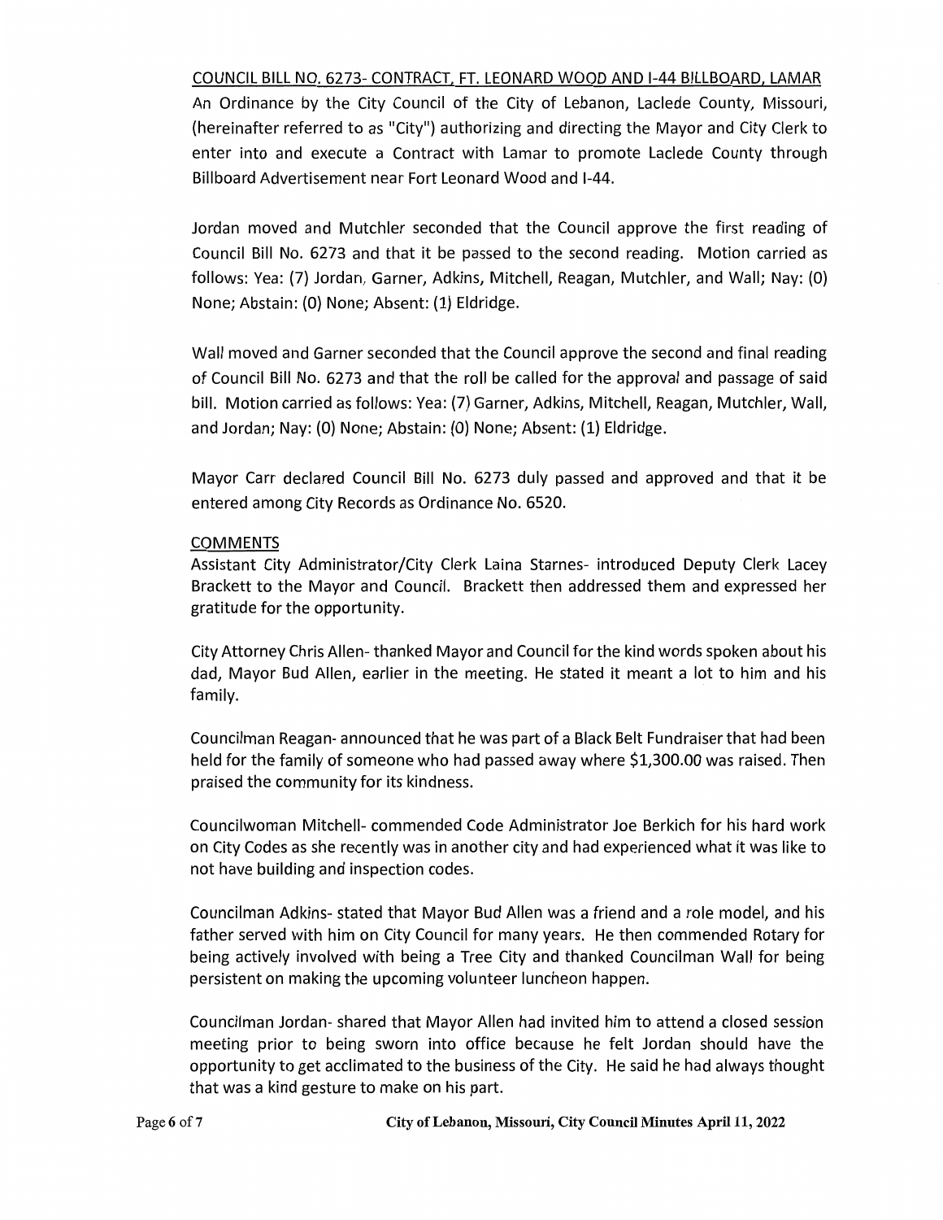COUNCIL BILL NO. 6273- CONTRACT, FT. LEONARD WOOD AND I-44 BILLBOARD, LAMAR

An Ordinance by the City Council of the City of Lebanon, Laclede County, Missouri, (hereinafter referred to as "City") authorizing and directing the Mayor and City Clerk to enter into and execute a Contract with Lamar to promote Laclede County through Billboard Advertisement near Fort Leonard Wood and I-44.

Jordan moved and Mutchler seconded that the Council approve the first reading of Council Bill No. 6273 and that it be passed to the second reading. Motion carried as follows: Yea: (7) Jordan, Garner, Adkins, Mitchell, Reagan, Mutchler, and Wall; Nay: (0) None; Abstain: (0) None; Absent: (1) Eldridge.

Wall moved and Garner seconded that the Council approve the second and final reading of Council Bill No. 6273 and that the roll be called for the approval and passage of said bill. Motion carried as follows: Yea: (7) Garner, Adkins, Mitchell, Reagan, Mutchler, Wall, and Jordan; Nay: (0) None; Abstain: (0) None; Absent: (1) Eldridge.

Mayor Carr declared Council Bill No. 6273 duly passed and approved and that it be entered among City Records as Ordinance No. 6520.

COMMENTS

Assistant City Administrator/City Clerk Laina Starnes- introduced Deputy Clerk Lacey Brackett to the Mayor and Council. Brackett then addressed them and expressed her gratitude for the opportunity.

City Attorney Chris Allen- thanked Mayor and Council for the kind words spoken about his dad, Mayor Bud Allen, earlier in the meeting. He stated it meant a lot to him and his family.

Councilman Reagan- announced that he was part of a Black Belt Fundraiser that had been held for the family of someone who had passed away where $1,300.00 was raised. Then praised the community for its kindness.

Councilwoman Mitchell- commended Code Administrator Joe Berkich for his hard work on City Codes as she recently was in another city and had experienced what it was like to not have building and inspection codes.

Councilman Adkins- stated that Mayor Bud Allen was a friend and a role model, and his father served with him on City Council for many years. He then commended Rotary for being actively involved with being a Tree City and thanked Councilman Wall for being persistent on making the upcoming volunteer luncheon happen.

Councilman Jordan- shared that Mayor Allen had invited him to attend a closed session meeting prior to being sworn into office because he felt Jordan should have the opportunity to get acclimated to the business of the City. He said he had always thought that was a kind gesture to make on his part.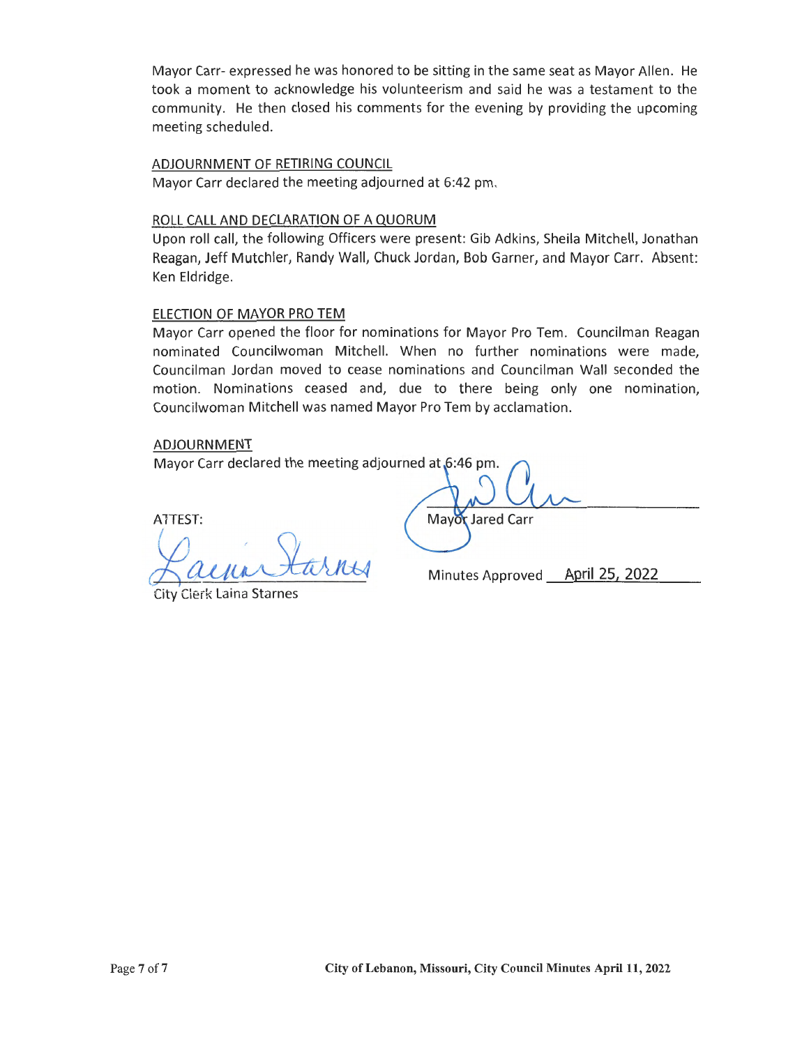Mayor Carr- expressed he was honored to be sitting in the same seat as Mayor Allen. He took a moment to acknowledge his volunteerism and said he was a testament to the community. He then closed his comments for the evening by providing the upcoming meeting scheduled.

ADJOURNMENT OF RETIRING COUNCIL

Mayor Carr declared the meeting adjourned at 6:42 pm.

ROLL CALL AND DECLARATION OF A QUORUM

Upon roll call, the following Officers were present: Gib Adkins, Sheila Mitchell, Jonathan Reagan, Jeff Mutchler, Randy Wall, Chuck Jordan, Bob Garner, and Mayor Carr. Absent: Ken Eldridge.

ELECTION OF MAYOR PRO TEM

Mayor Carr opened the floor for nominations for Mayor Pro Tem. Councilman Reagan nominated Councilwoman Mitchell. When no further nominations were made, Councilman Jordan moved to cease nominations and Councilman Wall seconded the motion. Nominations ceased and, due to there being only one nomination, Councilwoman Mitchell was named Mayor Pro Tem by acclamation.

ADJOURNMENT

Mayor Carr declared the meeting adjourned at 6:46 pm.

ATTEST:

City Clerk Laina Starnes

Mayor Jared Carr

Minutes Approved April 25, 2022